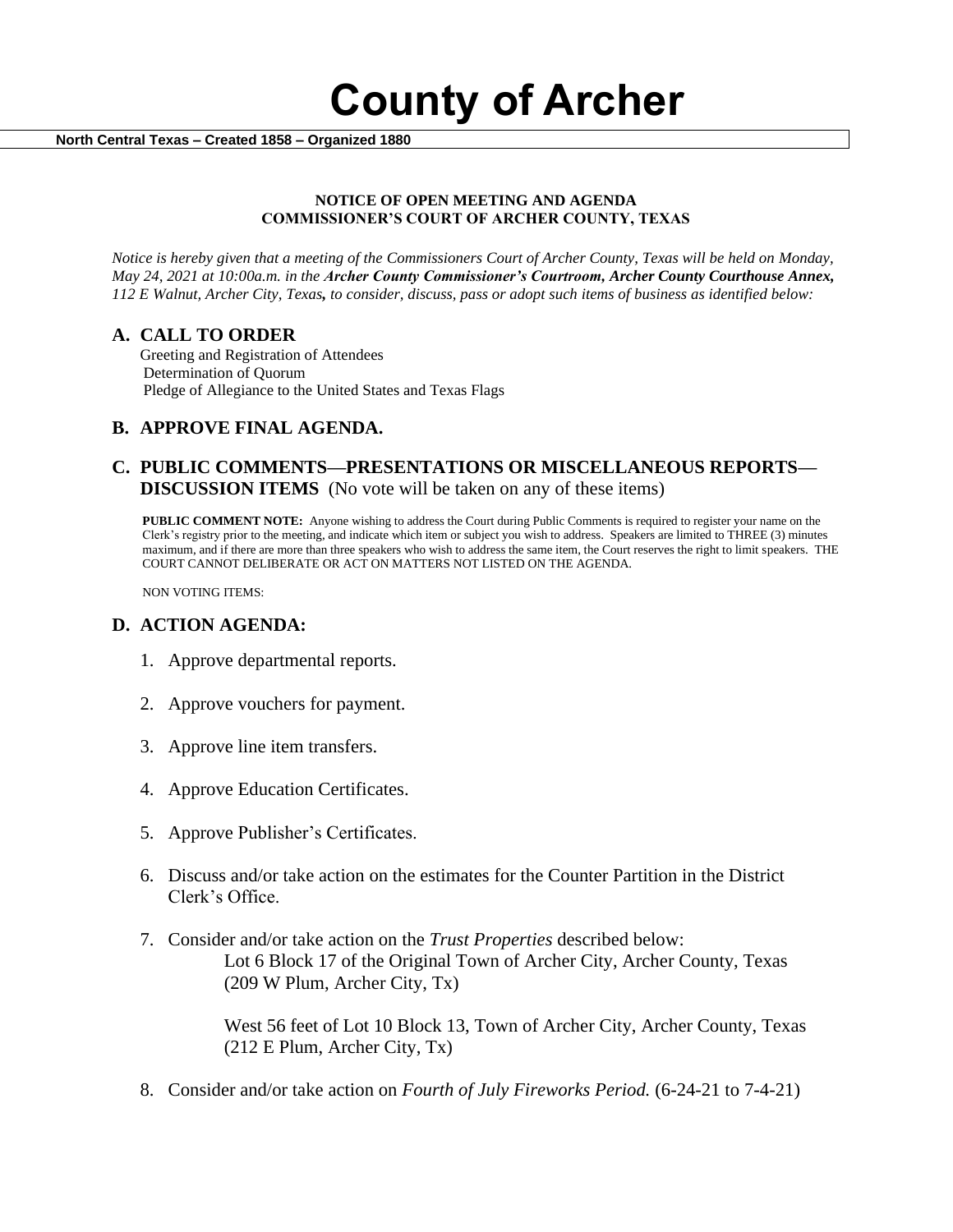# County of Archer

**North Central Texas – Created 1858 – Organized 1880**

**NOTICE OF OPEN MEETING AND AGENDA**
**COMMISSIONER'S COURT OF ARCHER COUNTY, TEXAS**

*Notice is hereby given that a meeting of the Commissioners Court of Archer County, Texas will be held on Monday, May 24, 2021 at 10:00a.m. in the* ***Archer County Commissioner's Courtroom, Archer County Courthouse Annex,*** *112 E Walnut, Archer City, Texas, to consider, discuss, pass or adopt such items of business as identified below:*

## A. CALL TO ORDER

Greeting and Registration of Attendees
Determination of Quorum
Pledge of Allegiance to the United States and Texas Flags

## B. APPROVE FINAL AGENDA.

## C. PUBLIC COMMENTS—PRESENTATIONS OR MISCELLANEOUS REPORTS—DISCUSSION ITEMS (No vote will be taken on any of these items)

**PUBLIC COMMENT NOTE:** Anyone wishing to address the Court during Public Comments is required to register your name on the Clerk's registry prior to the meeting, and indicate which item or subject you wish to address. Speakers are limited to THREE (3) minutes maximum, and if there are more than three speakers who wish to address the same item, the Court reserves the right to limit speakers. THE COURT CANNOT DELIBERATE OR ACT ON MATTERS NOT LISTED ON THE AGENDA.

NON VOTING ITEMS:

## D. ACTION AGENDA:

1. Approve departmental reports.
2. Approve vouchers for payment.
3. Approve line item transfers.
4. Approve Education Certificates.
5. Approve Publisher's Certificates.
6. Discuss and/or take action on the estimates for the Counter Partition in the District Clerk's Office.
7. Consider and/or take action on the *Trust Properties* described below:

   Lot 6 Block 17 of the Original Town of Archer City, Archer County, Texas
   (209 W Plum, Archer City, Tx)

   West 56 feet of Lot 10 Block 13, Town of Archer City, Archer County, Texas
   (212 E Plum, Archer City, Tx)

8. Consider and/or take action on *Fourth of July Fireworks Period.* (6-24-21 to 7-4-21)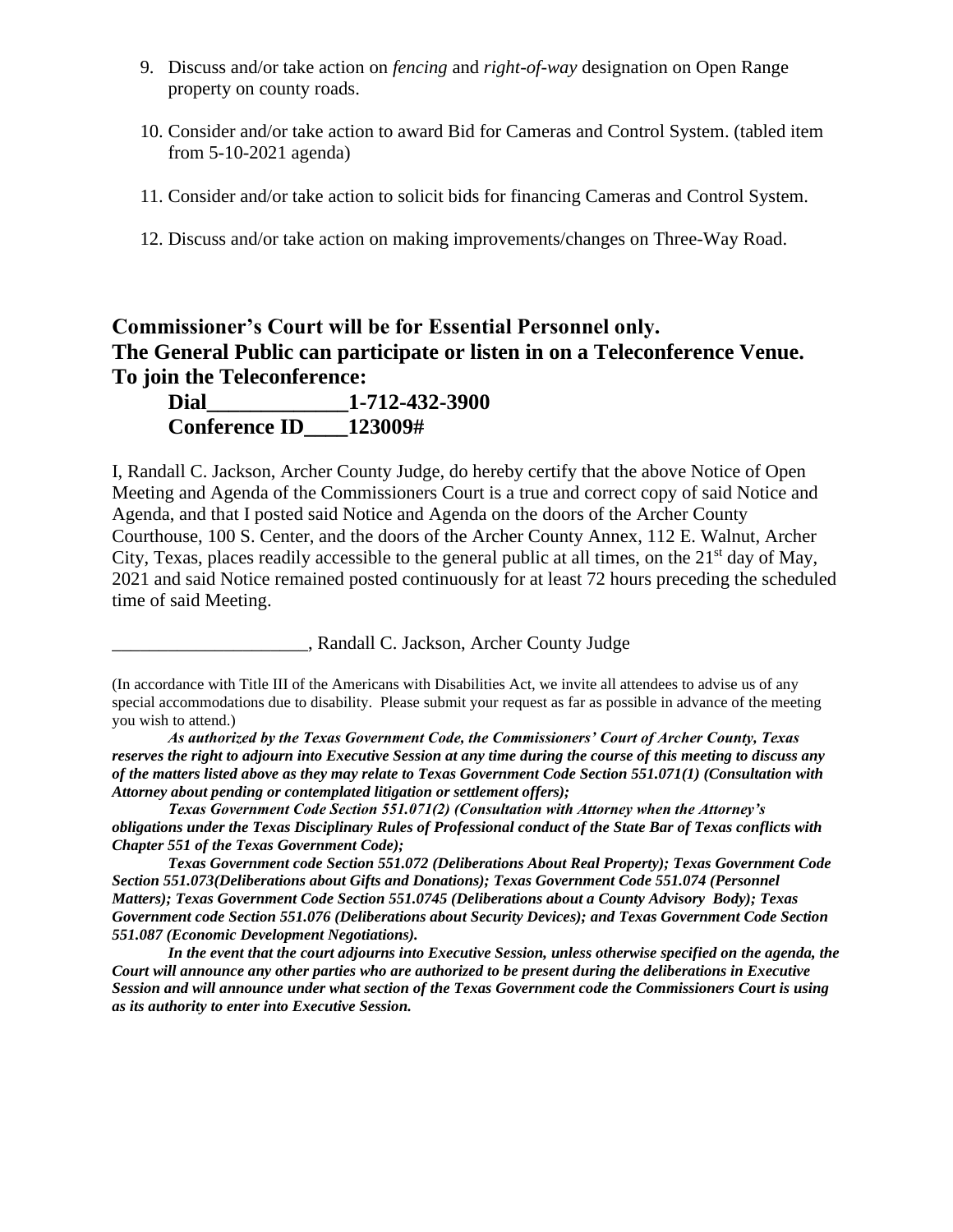9. Discuss and/or take action on *fencing* and *right-of-way* designation on Open Range property on county roads.

10. Consider and/or take action to award Bid for Cameras and Control System. (tabled item from 5-10-2021 agenda)

11. Consider and/or take action to solicit bids for financing Cameras and Control System.

12. Discuss and/or take action on making improvements/changes on Three-Way Road.

**Commissioner's Court will be for Essential Personnel only.**
**The General Public can participate or listen in on a Teleconference Venue.**
**To join the Teleconference:**

**Dial_____________1-712-432-3900**
**Conference ID____123009#**

I, Randall C. Jackson, Archer County Judge, do hereby certify that the above Notice of Open Meeting and Agenda of the Commissioners Court is a true and correct copy of said Notice and Agenda, and that I posted said Notice and Agenda on the doors of the Archer County Courthouse, 100 S. Center, and the doors of the Archer County Annex, 112 E. Walnut, Archer City, Texas, places readily accessible to the general public at all times, on the 21st day of May, 2021 and said Notice remained posted continuously for at least 72 hours preceding the scheduled time of said Meeting.

_____________________, Randall C. Jackson, Archer County Judge

(In accordance with Title III of the Americans with Disabilities Act, we invite all attendees to advise us of any special accommodations due to disability. Please submit your request as far as possible in advance of the meeting you wish to attend.)

***As authorized by the Texas Government Code, the Commissioners' Court of Archer County, Texas reserves the right to adjourn into Executive Session at any time during the course of this meeting to discuss any of the matters listed above as they may relate to Texas Government Code Section 551.071(1) (Consultation with Attorney about pending or contemplated litigation or settlement offers);***

***Texas Government Code Section 551.071(2) (Consultation with Attorney when the Attorney's obligations under the Texas Disciplinary Rules of Professional conduct of the State Bar of Texas conflicts with Chapter 551 of the Texas Government Code);***

***Texas Government code Section 551.072 (Deliberations About Real Property); Texas Government Code Section 551.073(Deliberations about Gifts and Donations); Texas Government Code 551.074 (Personnel Matters); Texas Government Code Section 551.0745 (Deliberations about a County Advisory Body); Texas Government code Section 551.076 (Deliberations about Security Devices); and Texas Government Code Section 551.087 (Economic Development Negotiations).***

***In the event that the court adjourns into Executive Session, unless otherwise specified on the agenda, the Court will announce any other parties who are authorized to be present during the deliberations in Executive Session and will announce under what section of the Texas Government code the Commissioners Court is using as its authority to enter into Executive Session.***